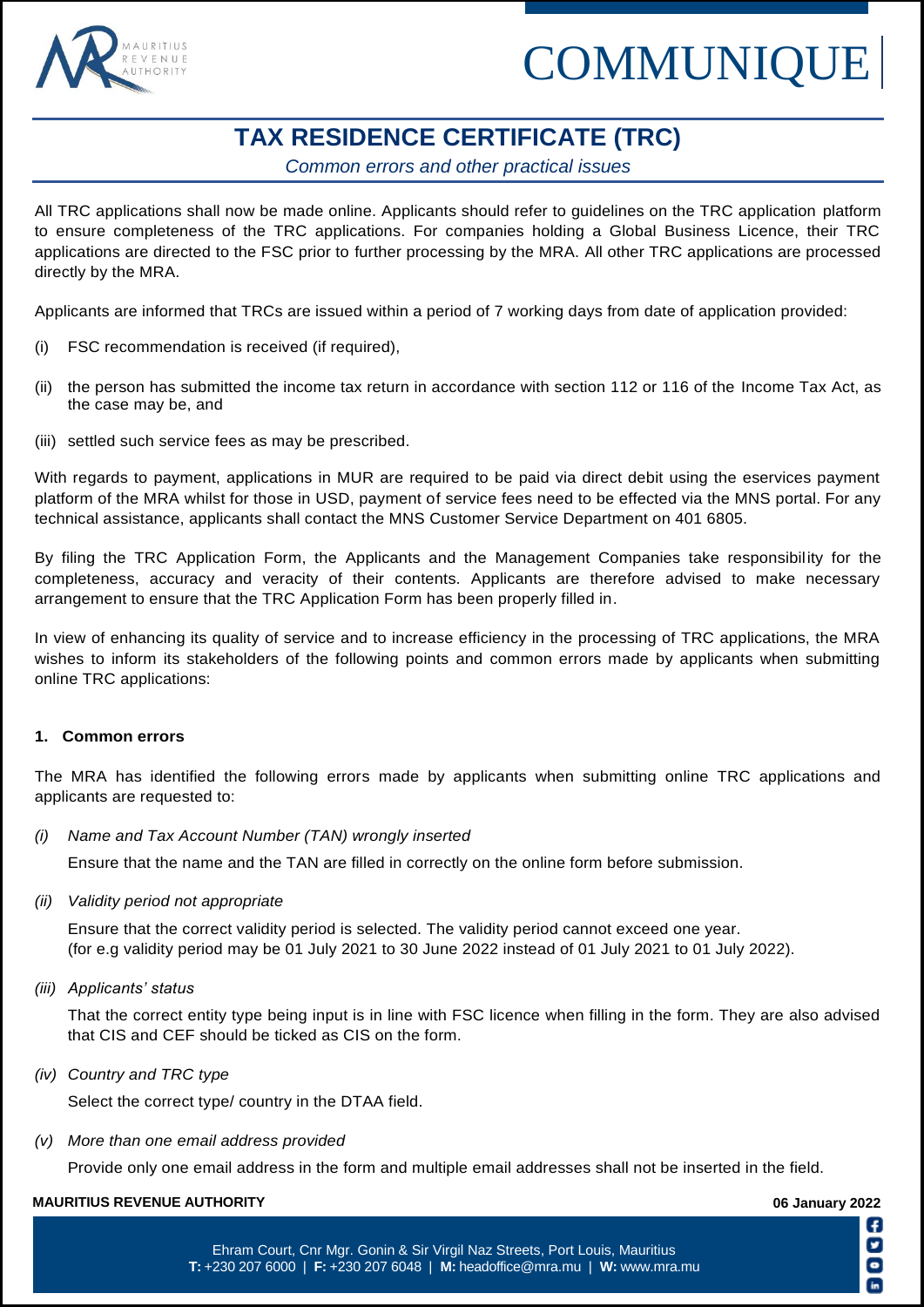# COMMUNIQUE

## TAX RESIDENCE CERTIFICATE (TRC)

*Common errors and other practical issues*

All TRC applications shall now be made online. Applicants should refer to guidelines on the TRC application platform to ensure completeness of the TRC applications. For companies holding a Global Business Licence, their TRC applications are directed to the FSC prior to further processing by the MRA. All other TRC applications are processed directly by the MRA.

Applicants are informed that TRCs are issued within a period of 7 working days from date of application provided:

(i) FSC recommendation is received (if required),

(ii) the person has submitted the income tax return in accordance with section 112 or 116 of the Income Tax Act, as the case may be, and

(iii) settled such service fees as may be prescribed.

With regards to payment, applications in MUR are required to be paid via direct debit using the eservices payment platform of the MRA whilst for those in USD, payment of service fees need to be effected via the MNS portal. For any technical assistance, applicants shall contact the MNS Customer Service Department on 401 6805.

By filing the TRC Application Form, the Applicants and the Management Companies take responsibility for the completeness, accuracy and veracity of their contents. Applicants are therefore advised to make necessary arrangement to ensure that the TRC Application Form has been properly filled in.

In view of enhancing its quality of service and to increase efficiency in the processing of TRC applications, the MRA wishes to inform its stakeholders of the following points and common errors made by applicants when submitting online TRC applications:

### 1. Common errors

The MRA has identified the following errors made by applicants when submitting online TRC applications and applicants are requested to:

*(i) Name and Tax Account Number (TAN) wrongly inserted*

Ensure that the name and the TAN are filled in correctly on the online form before submission.

*(ii) Validity period not appropriate*

Ensure that the correct validity period is selected. The validity period cannot exceed one year.
(for e.g validity period may be 01 July 2021 to 30 June 2022 instead of 01 July 2021 to 01 July 2022).

*(iii) Applicants' status*

That the correct entity type being input is in line with FSC licence when filling in the form. They are also advised that CIS and CEF should be ticked as CIS on the form.

*(iv) Country and TRC type*

Select the correct type/ country in the DTAA field.

*(v) More than one email address provided*

Provide only one email address in the form and multiple email addresses shall not be inserted in the field.

**MAURITIUS REVENUE AUTHORITY** **06 January 2022**

Ehram Court, Cnr Mgr. Gonin & Sir Virgil Naz Streets, Port Louis, Mauritius
**T:** +230 207 6000 | **F:** +230 207 6048 | **M:** headoffice@mra.mu | **W:** www.mra.mu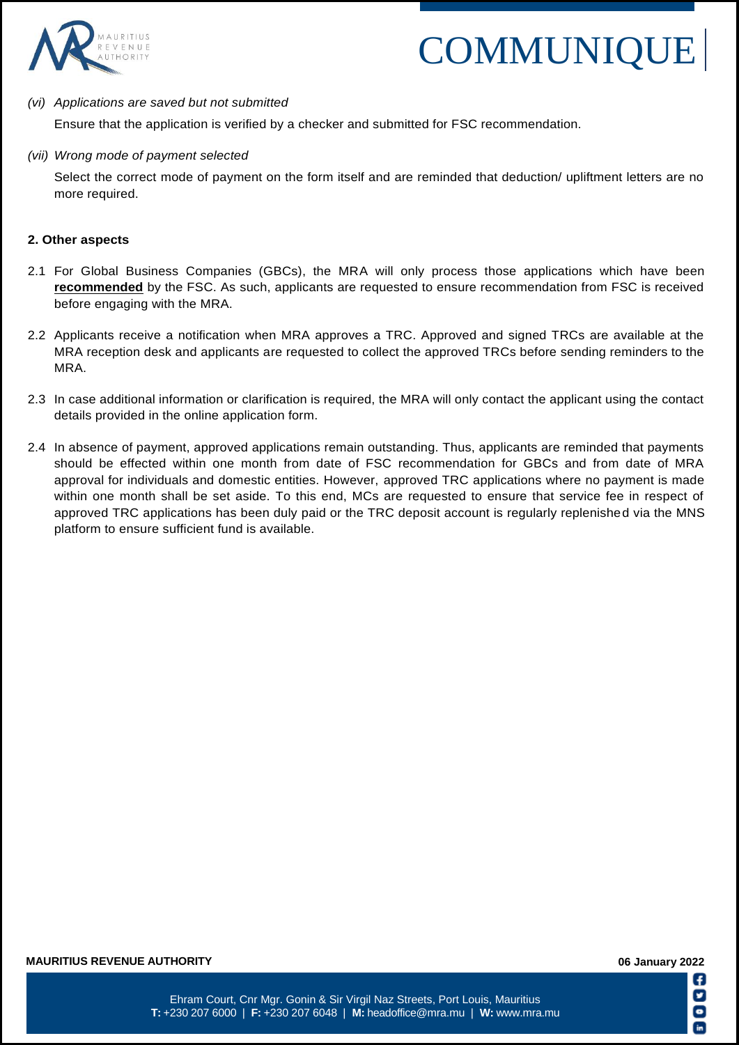*(vi) Applications are saved but not submitted*

Ensure that the application is verified by a checker and submitted for FSC recommendation.

*(vii) Wrong mode of payment selected*

Select the correct mode of payment on the form itself and are reminded that deduction/ upliftment letters are no more required.

**2. Other aspects**

2.1 For Global Business Companies (GBCs), the MRA will only process those applications which have been **recommended** by the FSC. As such, applicants are requested to ensure recommendation from FSC is received before engaging with the MRA.

2.2 Applicants receive a notification when MRA approves a TRC. Approved and signed TRCs are available at the MRA reception desk and applicants are requested to collect the approved TRCs before sending reminders to the MRA.

2.3 In case additional information or clarification is required, the MRA will only contact the applicant using the contact details provided in the online application form.

2.4 In absence of payment, approved applications remain outstanding. Thus, applicants are reminded that payments should be effected within one month from date of FSC recommendation for GBCs and from date of MRA approval for individuals and domestic entities. However, approved TRC applications where no payment is made within one month shall be set aside. To this end, MCs are requested to ensure that service fee in respect of approved TRC applications has been duly paid or the TRC deposit account is regularly replenished via the MNS platform to ensure sufficient fund is available.

**MAURITIUS REVENUE AUTHORITY**

**06 January 2022**